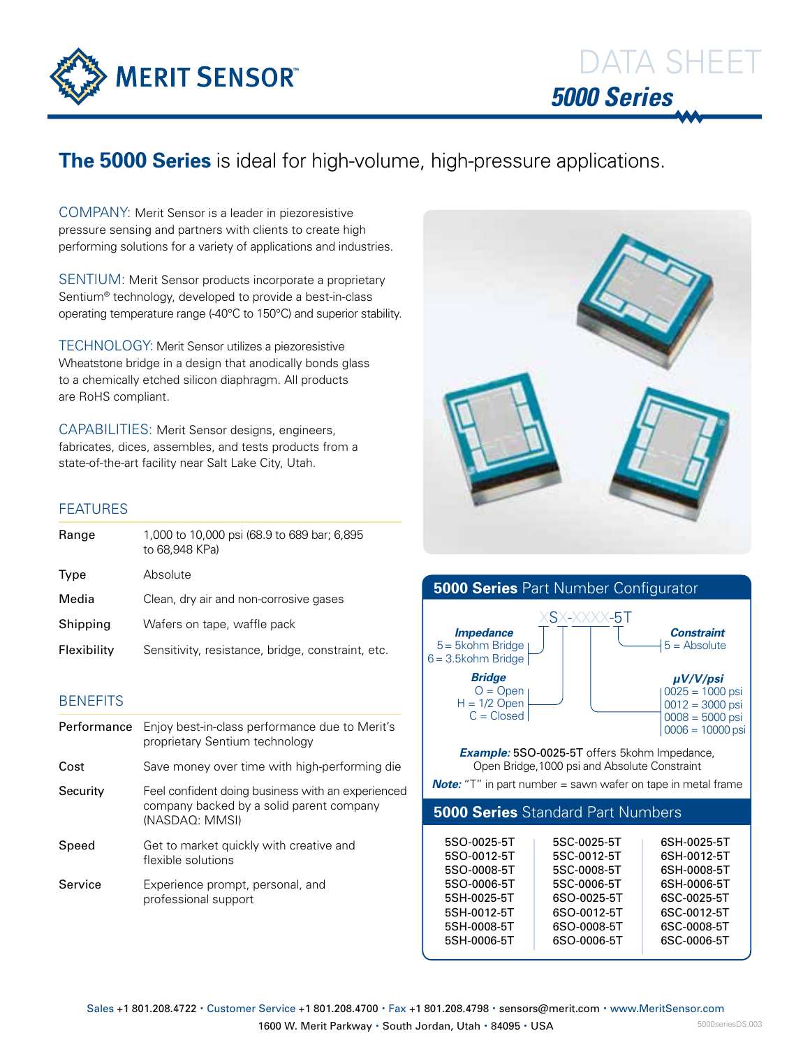# DATA SHEET

## 5000 Series

## The 5000 Series is ideal for high-volume, high-pressure applications.

COMPANY: Merit Sensor is a leader in piezoresistive pressure sensing and partners with clients to create high performing solutions for a variety of applications and industries.

SENTIUM: Merit Sensor products incorporate a proprietary Sentium® technology, developed to provide a best-in-class operating temperature range (-40°C to 150°C) and superior stability.

TECHNOLOGY: Merit Sensor utilizes a piezoresistive Wheatstone bridge in a design that anodically bonds glass to a chemically etched silicon diaphragm. All products are RoHS compliant.

CAPABILITIES: Merit Sensor designs, engineers, fabricates, dices, assembles, and tests products from a state-of-the-art facility near Salt Lake City, Utah.

### FEATURES

| | |
|---|---|
| Range | 1,000 to 10,000 psi (68.9 to 689 bar; 6,895 to 68,948 KPa) |
| Type | Absolute |
| Media | Clean, dry air and non-corrosive gases |
| Shipping | Wafers on tape, waffle pack |
| Flexibility | Sensitivity, resistance, bridge, constraint, etc. |

### BENEFITS

| | |
|---|---|
| Performance | Enjoy best-in-class performance due to Merit's proprietary Sentium technology |
| Cost | Save money over time with high-performing die |
| Security | Feel confident doing business with an experienced company backed by a solid parent company (NASDAQ: MMSI) |
| Speed | Get to market quickly with creative and flexible solutions |
| Service | Experience prompt, personal, and professional support |

### 5000 Series Part Number Configurator

XSX-XXXX-5T

***Impedance***
- 5 = 5kohm Bridge
- 6 = 3.5kohm Bridge

***Bridge***
- O = Open
- H = 1/2 Open
- C = Closed

***Constraint***
- 5 = Absolute

***µV/V/psi***
- 0025 = 1000 psi
- 0012 = 3000 psi
- 0008 = 5000 psi
- 0006 = 10000 psi

***Example:*** 5SO-0025-5T offers 5kohm Impedance, Open Bridge,1000 psi and Absolute Constraint

***Note:*** "T" in part number = sawn wafer on tape in metal frame

### 5000 Series Standard Part Numbers

| | | |
|---|---|---|
| 5SO-0025-5T | 5SC-0025-5T | 6SH-0025-5T |
| 5SO-0012-5T | 5SC-0012-5T | 6SH-0012-5T |
| 5SO-0008-5T | 5SC-0008-5T | 6SH-0008-5T |
| 5SO-0006-5T | 5SC-0006-5T | 6SH-0006-5T |
| 5SH-0025-5T | 6SO-0025-5T | 6SC-0025-5T |
| 5SH-0012-5T | 6SO-0012-5T | 6SC-0012-5T |
| 5SH-0008-5T | 6SO-0008-5T | 6SC-0008-5T |
| 5SH-0006-5T | 6SO-0006-5T | 6SC-0006-5T |

Sales +1 801.208.4722 • Customer Service +1 801.208.4700 • Fax +1 801.208.4798 • sensors@merit.com • www.MeritSensor.com
1600 W. Merit Parkway • South Jordan, Utah • 84095 • USA

5000seriesDS.003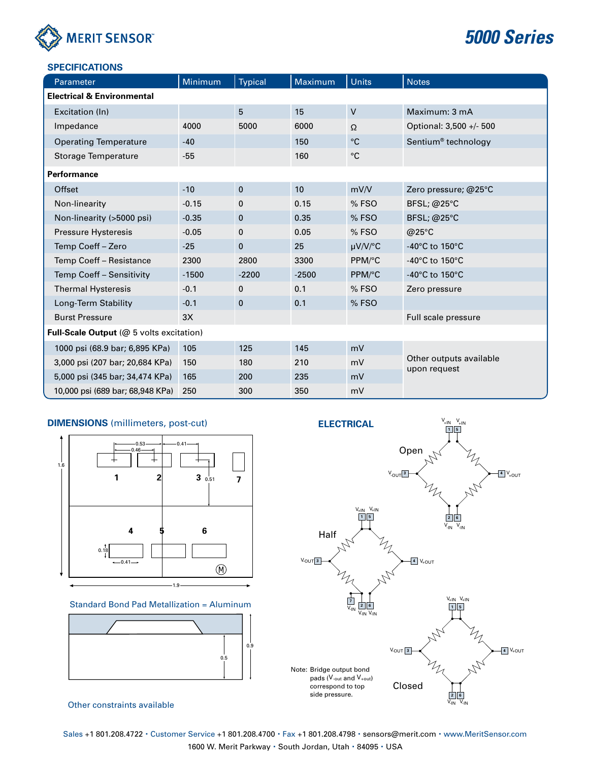## SPECIFICATIONS

| Parameter | Minimum | Typical | Maximum | Units | Notes |
|---|---|---|---|---|---|
| **Electrical & Environmental** | | | | | |
| Excitation (In) | | 5 | 15 | V | Maximum: 3 mA |
| Impedance | 4000 | 5000 | 6000 | Ω | Optional: 3,500 +/- 500 |
| Operating Temperature | -40 | | 150 | °C | Sentium® technology |
| Storage Temperature | -55 | | 160 | °C | |
| **Performance** | | | | | |
| Offset | -10 | 0 | 10 | mV/V | Zero pressure; @25°C |
| Non-linearity | -0.15 | 0 | 0.15 | % FSO | BFSL; @25°C |
| Non-linearity (>5000 psi) | -0.35 | 0 | 0.35 | % FSO | BFSL; @25°C |
| Pressure Hysteresis | -0.05 | 0 | 0.05 | % FSO | @25°C |
| Temp Coeff – Zero | -25 | 0 | 25 | μV/V/°C | -40°C to 150°C |
| Temp Coeff – Resistance | 2300 | 2800 | 3300 | PPM/°C | -40°C to 150°C |
| Temp Coeff – Sensitivity | -1500 | -2200 | -2500 | PPM/°C | -40°C to 150°C |
| Thermal Hysteresis | -0.1 | 0 | 0.1 | % FSO | Zero pressure |
| Long-Term Stability | -0.1 | 0 | 0.1 | % FSO | |
| Burst Pressure | 3X | | | | Full scale pressure |
| **Full-Scale Output** (@ 5 volts excitation) | | | | | |
| 1000 psi (68.9 bar; 6,895 KPa) | 105 | 125 | 145 | mV | Other outputs available upon request |
| 3,000 psi (207 bar; 20,684 KPa) | 150 | 180 | 210 | mV | |
| 5,000 psi (345 bar; 34,474 KPa) | 165 | 200 | 235 | mV | |
| 10,000 psi (689 bar; 68,948 KPa) | 250 | 300 | 350 | mV | |

## DIMENSIONS (millimeters, post-cut)

1.6
0.53
0.46
0.41
0.51
1 2 3 7
4 5 6
0.18
0.41
1.9

Standard Bond Pad Metallization = Aluminum

0.9
0.5

Other constraints available

## ELECTRICAL

Open

$V_{+IN}$ $V_{+IN}$ 1 5
3 $V_{-OUT}$
4 $V_{+OUT}$
2 6 $V_{-IN}$ $V_{-IN}$

Half

$V_{+IN}$ $V_{+IN}$ 1 5
3 $V_{-OUT}$
4 $V_{+OUT}$
7 $V_{-IN}$
2 6 $V_{-IN}$ $V_{-IN}$

Closed

$V_{+IN}$ $V_{+IN}$ 1 5
3 $V_{-OUT}$
4 $V_{+OUT}$
2 6 $V_{-IN}$ $V_{-IN}$

Note: Bridge output bond pads ($V_{-out}$ and $V_{+out}$) correspond to top side pressure.

Sales +1 801.208.4722 • Customer Service +1 801.208.4700 • Fax +1 801.208.4798 • sensors@merit.com • www.MeritSensor.com
1600 W. Merit Parkway • South Jordan, Utah • 84095 • USA